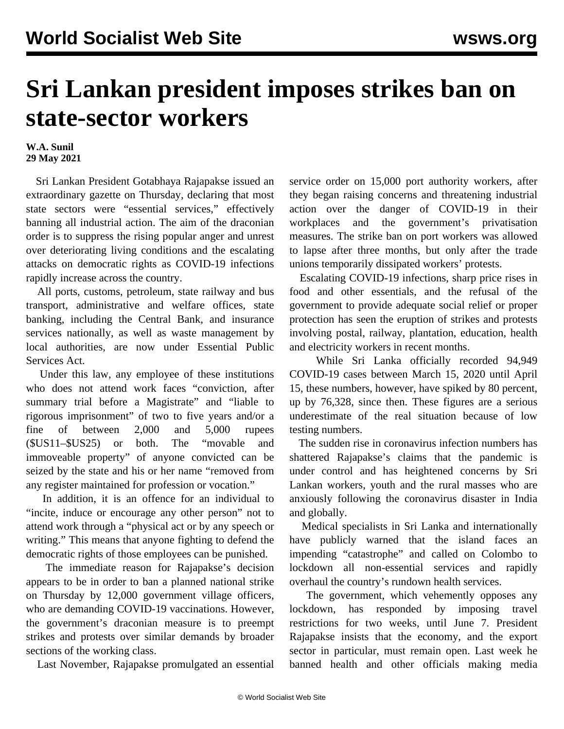# Sri Lankan president imposes strikes ban on state-sector workers

**W.A. Sunil**
**29 May 2021**

Sri Lankan President Gotabhaya Rajapakse issued an extraordinary gazette on Thursday, declaring that most state sectors were "essential services," effectively banning all industrial action. The aim of the draconian order is to suppress the rising popular anger and unrest over deteriorating living conditions and the escalating attacks on democratic rights as COVID-19 infections rapidly increase across the country.

All ports, customs, petroleum, state railway and bus transport, administrative and welfare offices, state banking, including the Central Bank, and insurance services nationally, as well as waste management by local authorities, are now under Essential Public Services Act.

Under this law, any employee of these institutions who does not attend work faces "conviction, after summary trial before a Magistrate" and "liable to rigorous imprisonment" of two to five years and/or a fine of between 2,000 and 5,000 rupees ($US11–$US25) or both. The "movable and immoveable property" of anyone convicted can be seized by the state and his or her name "removed from any register maintained for profession or vocation."

In addition, it is an offence for an individual to "incite, induce or encourage any other person" not to attend work through a "physical act or by any speech or writing." This means that anyone fighting to defend the democratic rights of those employees can be punished.

The immediate reason for Rajapakse's decision appears to be in order to ban a planned national strike on Thursday by 12,000 government village officers, who are demanding COVID-19 vaccinations. However, the government's draconian measure is to preempt strikes and protests over similar demands by broader sections of the working class.

Last November, Rajapakse promulgated an essential service order on 15,000 port authority workers, after they began raising concerns and threatening industrial action over the danger of COVID-19 in their workplaces and the government's privatisation measures. The strike ban on port workers was allowed to lapse after three months, but only after the trade unions temporarily dissipated workers' protests.

Escalating COVID-19 infections, sharp price rises in food and other essentials, and the refusal of the government to provide adequate social relief or proper protection has seen the eruption of strikes and protests involving postal, railway, plantation, education, health and electricity workers in recent months.

While Sri Lanka officially recorded 94,949 COVID-19 cases between March 15, 2020 until April 15, these numbers, however, have spiked by 80 percent, up by 76,328, since then. These figures are a serious underestimate of the real situation because of low testing numbers.

The sudden rise in coronavirus infection numbers has shattered Rajapakse's claims that the pandemic is under control and has heightened concerns by Sri Lankan workers, youth and the rural masses who are anxiously following the coronavirus disaster in India and globally.

Medical specialists in Sri Lanka and internationally have publicly warned that the island faces an impending "catastrophe" and called on Colombo to lockdown all non-essential services and rapidly overhaul the country's rundown health services.

The government, which vehemently opposes any lockdown, has responded by imposing travel restrictions for two weeks, until June 7. President Rajapakse insists that the economy, and the export sector in particular, must remain open. Last week he banned health and other officials making media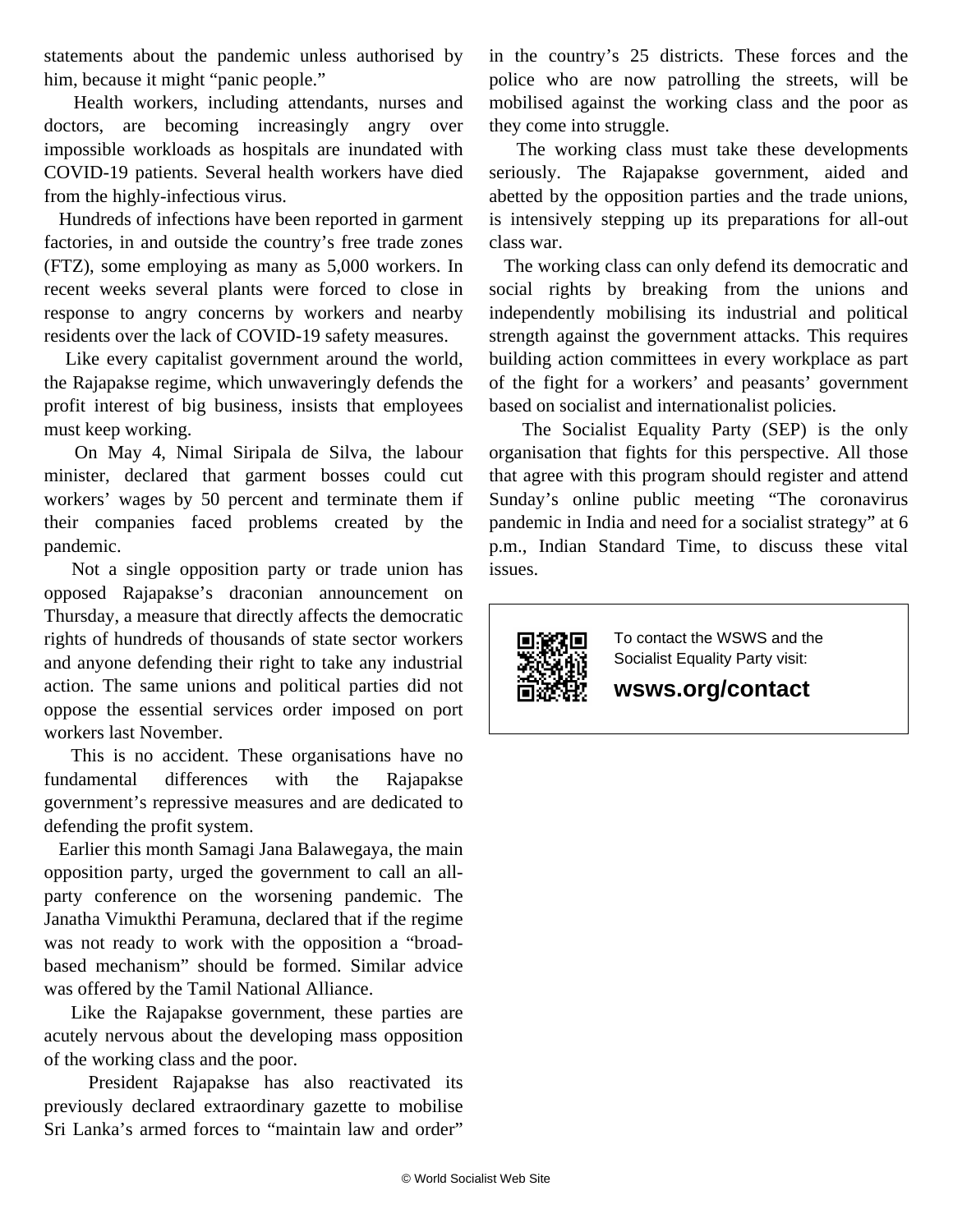statements about the pandemic unless authorised by him, because it might "panic people."

Health workers, including attendants, nurses and doctors, are becoming increasingly angry over impossible workloads as hospitals are inundated with COVID-19 patients. Several health workers have died from the highly-infectious virus.

Hundreds of infections have been reported in garment factories, in and outside the country's free trade zones (FTZ), some employing as many as 5,000 workers. In recent weeks several plants were forced to close in response to angry concerns by workers and nearby residents over the lack of COVID-19 safety measures.

Like every capitalist government around the world, the Rajapakse regime, which unwaveringly defends the profit interest of big business, insists that employees must keep working.

On May 4, Nimal Siripala de Silva, the labour minister, declared that garment bosses could cut workers' wages by 50 percent and terminate them if their companies faced problems created by the pandemic.

Not a single opposition party or trade union has opposed Rajapakse's draconian announcement on Thursday, a measure that directly affects the democratic rights of hundreds of thousands of state sector workers and anyone defending their right to take any industrial action. The same unions and political parties did not oppose the essential services order imposed on port workers last November.

This is no accident. These organisations have no fundamental differences with the Rajapakse government's repressive measures and are dedicated to defending the profit system.

Earlier this month Samagi Jana Balawegaya, the main opposition party, urged the government to call an all-party conference on the worsening pandemic. The Janatha Vimukthi Peramuna, declared that if the regime was not ready to work with the opposition a "broad-based mechanism" should be formed. Similar advice was offered by the Tamil National Alliance.

Like the Rajapakse government, these parties are acutely nervous about the developing mass opposition of the working class and the poor.

President Rajapakse has also reactivated its previously declared extraordinary gazette to mobilise Sri Lanka's armed forces to "maintain law and order" in the country's 25 districts. These forces and the police who are now patrolling the streets, will be mobilised against the working class and the poor as they come into struggle.

The working class must take these developments seriously. The Rajapakse government, aided and abetted by the opposition parties and the trade unions, is intensively stepping up its preparations for all-out class war.

The working class can only defend its democratic and social rights by breaking from the unions and independently mobilising its industrial and political strength against the government attacks. This requires building action committees in every workplace as part of the fight for a workers' and peasants' government based on socialist and internationalist policies.

The Socialist Equality Party (SEP) is the only organisation that fights for this perspective. All those that agree with this program should register and attend Sunday's online public meeting "The coronavirus pandemic in India and need for a socialist strategy" at 6 p.m., Indian Standard Time, to discuss these vital issues.

To contact the WSWS and the Socialist Equality Party visit:

**wsws.org/contact**